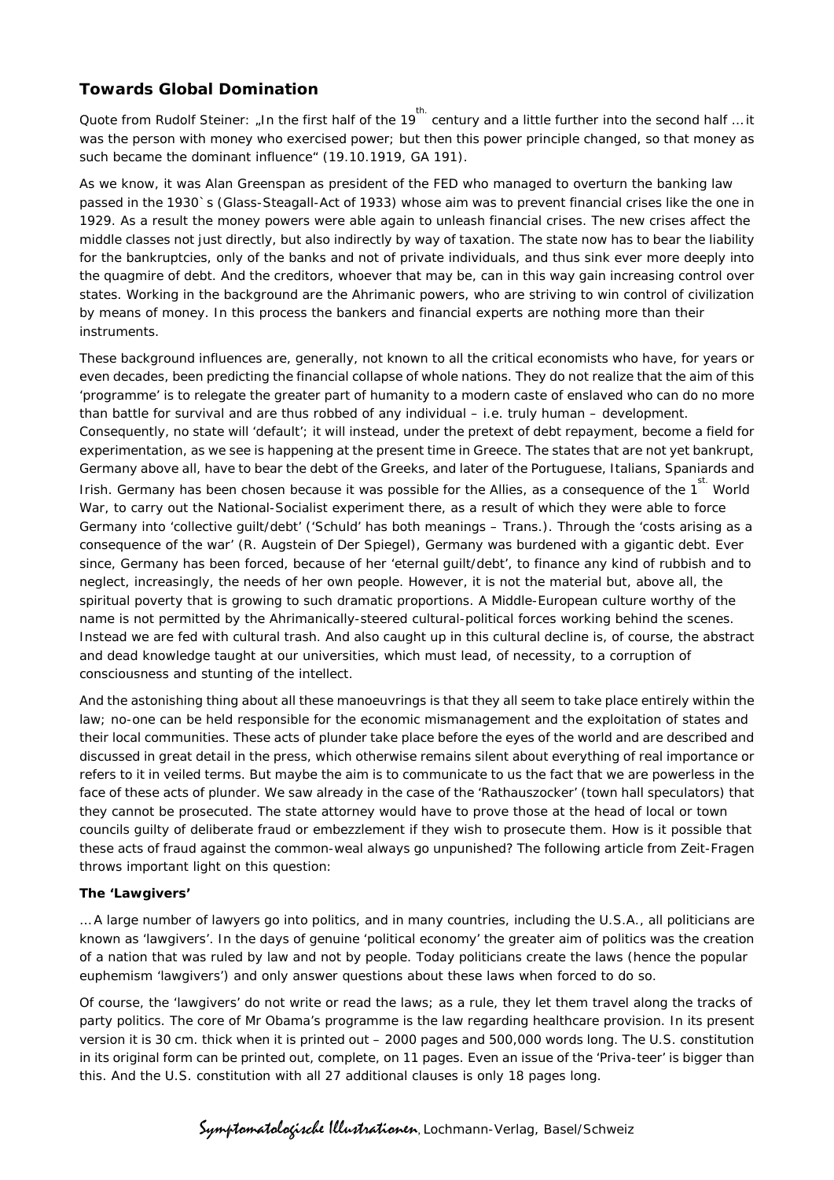## Towards Global Domination

Quote from Rudolf Steiner: „In the first half of the 19th. century and a little further into the second half … it was the person with money who exercised power; but then this power principle changed, so that money as such became the dominant influence" (19.10.1919, GA 191).

As we know, it was Alan Greenspan as president of the FED who managed to overturn the banking law passed in the 1930`s (Glass-Steagall-Act of 1933) whose aim was to prevent financial crises like the one in 1929. As a result the money powers were able again to unleash financial crises. The new crises affect the middle classes not just directly, but also indirectly by way of taxation. The state now has to bear the liability for the bankruptcies, only of the banks and not of private individuals, and thus sink ever more deeply into the quagmire of debt. And the creditors, whoever that may be, can in this way gain increasing control over states. Working in the background are the Ahrimanic powers, who are striving to win control of civilization by means of money. In this process the bankers and financial experts are nothing more than their instruments.

These background influences are, generally, not known to all the critical economists who have, for years or even decades, been predicting the financial collapse of whole nations. They do not realize that the aim of this 'programme' is to relegate the greater part of humanity to a modern caste of enslaved who can do no more than battle for survival and are thus robbed of any individual – i.e. truly human – development. Consequently, no state will 'default'; it will instead, under the pretext of debt repayment, become a field for experimentation, as we see is happening at the present time in Greece. The states that are not yet bankrupt, Germany above all, have to bear the debt of the Greeks, and later of the Portuguese, Italians, Spaniards and Irish. Germany has been chosen because it was possible for the Allies, as a consequence of the 1st. World War, to carry out the National-Socialist experiment there, as a result of which they were able to force Germany into 'collective guilt/debt' ('Schuld' has both meanings – Trans.). Through the 'costs arising as a consequence of the war' (R. Augstein of Der Spiegel), Germany was burdened with a gigantic debt. Ever since, Germany has been forced, because of her 'eternal guilt/debt', to finance any kind of rubbish and to neglect, increasingly, the needs of her own people. However, it is not the material but, above all, the spiritual poverty that is growing to such dramatic proportions. A Middle-European culture worthy of the name is not permitted by the Ahrimanically-steered cultural-political forces working behind the scenes. Instead we are fed with cultural trash. And also caught up in this cultural decline is, of course, the abstract and dead knowledge taught at our universities, which must lead, of necessity, to a corruption of consciousness and stunting of the intellect.

And the astonishing thing about all these manoeuvrings is that they all seem to take place entirely within the law; no-one can be held responsible for the economic mismanagement and the exploitation of states and their local communities. These acts of plunder take place before the eyes of the world and are described and discussed in great detail in the press, which otherwise remains silent about everything of real importance or refers to it in veiled terms. But maybe the aim is to communicate to us the fact that we are powerless in the face of these acts of plunder. We saw already in the case of the 'Rathauszocker' (town hall speculators) that they cannot be prosecuted. The state attorney would have to prove those at the head of local or town councils guilty of deliberate fraud or embezzlement if they wish to prosecute them. How is it possible that these acts of fraud against the common-weal always go unpunished? The following article from Zeit-Fragen throws important light on this question:

**The 'Lawgivers'**

… A large number of lawyers go into politics, and in many countries, including the U.S.A., all politicians are known as 'lawgivers'. In the days of genuine 'political economy' the greater aim of politics was the creation of a nation that was ruled by law and not by people. Today politicians create the laws (hence the popular euphemism 'lawgivers') and only answer questions about these laws when forced to do so.

Of course, the 'lawgivers' do not write or read the laws; as a rule, they let them travel along the tracks of party politics. The core of Mr Obama's programme is the law regarding healthcare provision. In its present version it is 30 cm. thick when it is printed out – 2000 pages and 500,000 words long. The U.S. constitution in its original form can be printed out, complete, on 11 pages. Even an issue of the 'Priva-teer' is bigger than this. And the U.S. constitution with all 27 additional clauses is only 18 pages long.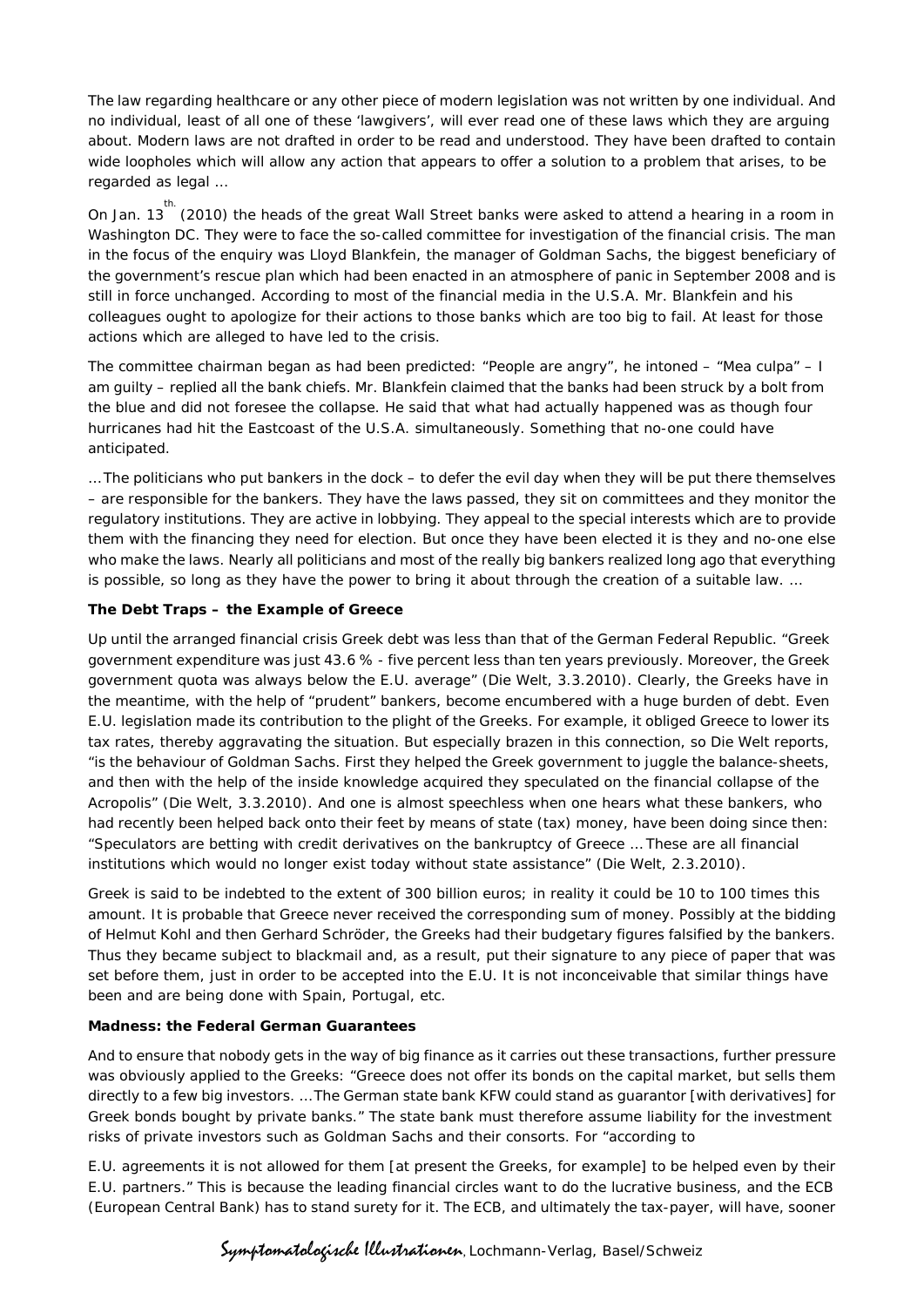The law regarding healthcare or any other piece of modern legislation was not written by one individual. And no individual, least of all one of these 'lawgivers', will ever read one of these laws which they are arguing about. Modern laws are not drafted in order to be read and understood. They have been drafted to contain wide loopholes which will allow any action that appears to offer a solution to a problem that arises, to be regarded as legal …

On Jan. 13th. (2010) the heads of the great Wall Street banks were asked to attend a hearing in a room in Washington DC. They were to face the so-called committee for investigation of the financial crisis. The man in the focus of the enquiry was Lloyd Blankfein, the manager of Goldman Sachs, the biggest beneficiary of the government's rescue plan which had been enacted in an atmosphere of panic in September 2008 and is still in force unchanged. According to most of the financial media in the U.S.A. Mr. Blankfein and his colleagues ought to apologize for their actions to those banks which are too big to fail. At least for those actions which are alleged to have led to the crisis.

The committee chairman began as had been predicted: "People are angry", he intoned – "Mea culpa" – I am guilty – replied all the bank chiefs. Mr. Blankfein claimed that the banks had been struck by a bolt from the blue and did not foresee the collapse. He said that what had actually happened was as though four hurricanes had hit the Eastcoast of the U.S.A. simultaneously. Something that no-one could have anticipated.

… The politicians who put bankers in the dock – to defer the evil day when they will be put there themselves – are responsible for the bankers. They have the laws passed, they sit on committees and they monitor the regulatory institutions. They are active in lobbying. They appeal to the special interests which are to provide them with the financing they need for election. But once they have been elected it is they and no-one else who make the laws. Nearly all politicians and most of the really big bankers realized long ago that everything is possible, so long as they have the power to bring it about through the creation of a suitable law. …

**The Debt Traps – the Example of Greece**

Up until the arranged financial crisis Greek debt was less than that of the German Federal Republic. "Greek government expenditure was just 43.6 % - five percent less than ten years previously. Moreover, the Greek government quota was always below the E.U. average" (Die Welt, 3.3.2010). Clearly, the Greeks have in the meantime, with the help of "prudent" bankers, become encumbered with a huge burden of debt. Even E.U. legislation made its contribution to the plight of the Greeks. For example, it obliged Greece to lower its tax rates, thereby aggravating the situation. But especially brazen in this connection, so Die Welt reports, "is the behaviour of Goldman Sachs. First they helped the Greek government to juggle the balance-sheets, and then with the help of the inside knowledge acquired they speculated on the financial collapse of the Acropolis" (Die Welt, 3.3.2010). And one is almost speechless when one hears what these bankers, who had recently been helped back onto their feet by means of state (tax) money, have been doing since then: "Speculators are betting with credit derivatives on the bankruptcy of Greece … These are all financial institutions which would no longer exist today without state assistance" (Die Welt, 2.3.2010).

Greek is said to be indebted to the extent of 300 billion euros; in reality it could be 10 to 100 times this amount. It is probable that Greece never received the corresponding sum of money. Possibly at the bidding of Helmut Kohl and then Gerhard Schröder, the Greeks had their budgetary figures falsified by the bankers. Thus they became subject to blackmail and, as a result, put their signature to any piece of paper that was set before them, just in order to be accepted into the E.U. It is not inconceivable that similar things have been and are being done with Spain, Portugal, etc.

**Madness: the Federal German Guarantees**

And to ensure that nobody gets in the way of big finance as it carries out these transactions, further pressure was obviously applied to the Greeks: "Greece does not offer its bonds on the capital market, but sells them directly to a few big investors. … The German state bank KFW could stand as guarantor [with derivatives] for Greek bonds bought by private banks." The state bank must therefore assume liability for the investment risks of private investors such as Goldman Sachs and their consorts. For "according to

E.U. agreements it is not allowed for them [at present the Greeks, for example] to be helped even by their E.U. partners." This is because the leading financial circles want to do the lucrative business, and the ECB (European Central Bank) has to stand surety for it. The ECB, and ultimately the tax-payer, will have, sooner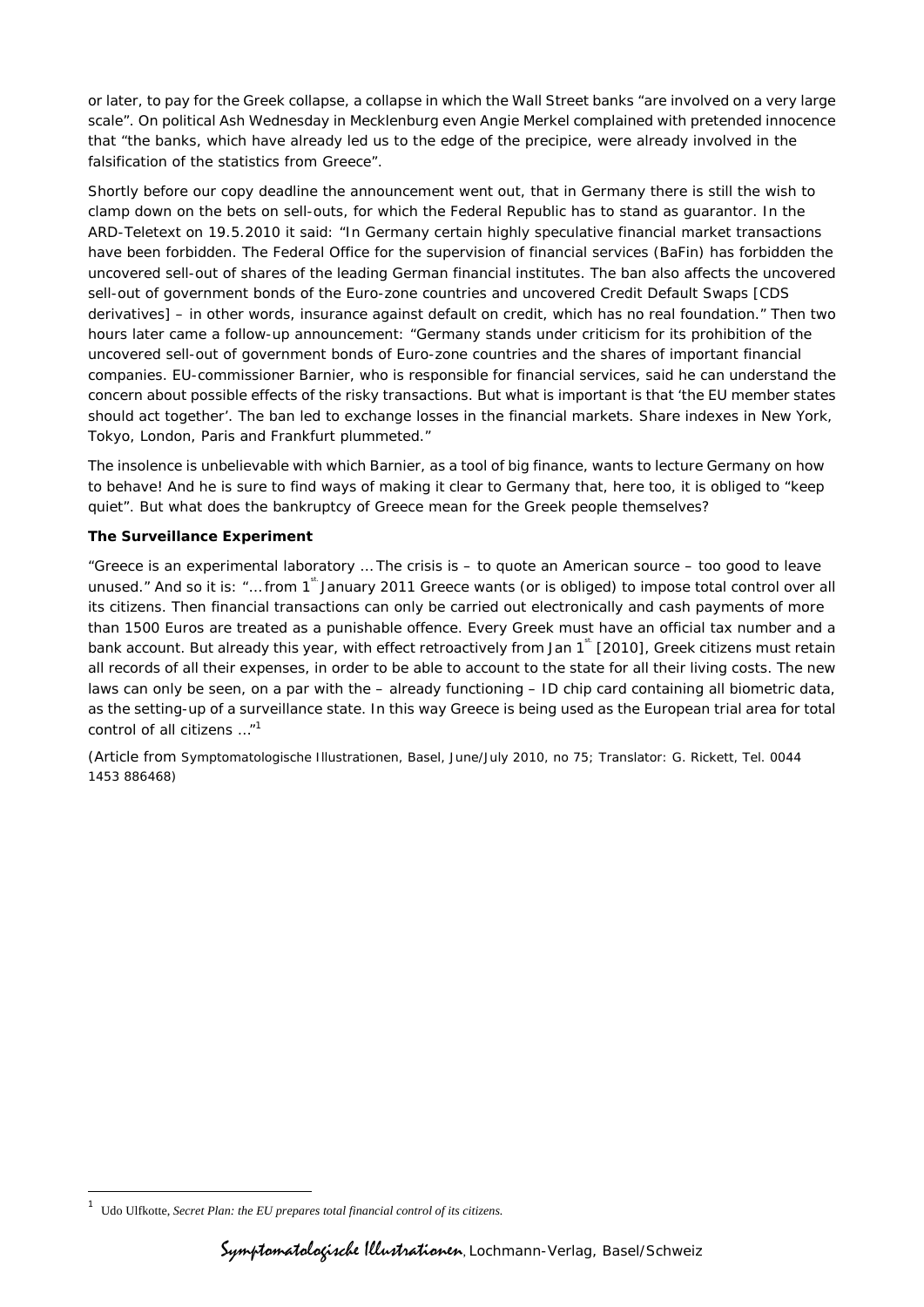or later, to pay for the Greek collapse, a collapse in which the Wall Street banks "are involved on a very large scale". On political Ash Wednesday in Mecklenburg even Angie Merkel complained with pretended innocence that "the banks, which have already led us to the edge of the precipice, were already involved in the falsification of the statistics from Greece".

Shortly before our copy deadline the announcement went out, that in Germany there is still the wish to clamp down on the bets on sell-outs, for which the Federal Republic has to stand as guarantor. In the ARD-Teletext on 19.5.2010 it said: "In Germany certain highly speculative financial market transactions have been forbidden. The Federal Office for the supervision of financial services (BaFin) has forbidden the uncovered sell-out of shares of the leading German financial institutes. The ban also affects the uncovered sell-out of government bonds of the Euro-zone countries and uncovered Credit Default Swaps [CDS derivatives] – in other words, insurance against default on credit, which has no real foundation." Then two hours later came a follow-up announcement: "Germany stands under criticism for its prohibition of the uncovered sell-out of government bonds of Euro-zone countries and the shares of important financial companies. EU-commissioner Barnier, who is responsible for financial services, said he can understand the concern about possible effects of the risky transactions. But what is important is that 'the EU member states should act together'. The ban led to exchange losses in the financial markets. Share indexes in New York, Tokyo, London, Paris and Frankfurt plummeted."

The insolence is unbelievable with which Barnier, as a tool of big finance, wants to lecture Germany on how to behave! And he is sure to find ways of making it clear to Germany that, here too, it is obliged to "keep quiet". But what does the bankruptcy of Greece mean for the Greek people themselves?

**The Surveillance Experiment**

"Greece is an experimental laboratory ... The crisis is – to quote an American source – too good to leave unused." And so it is: "... from 1st January 2011 Greece wants (or is obliged) to impose total control over all its citizens. Then financial transactions can only be carried out electronically and cash payments of more than 1500 Euros are treated as a punishable offence. Every Greek must have an official tax number and a bank account. But already this year, with effect retroactively from Jan 1st [2010], Greek citizens must retain all records of all their expenses, in order to be able to account to the state for all their living costs. The new laws can only be seen, on a par with the – already functioning – ID chip card containing all biometric data, as the setting-up of a surveillance state. In this way Greece is being used as the European trial area for total control of all citizens ..."[1]

(Article from Symptomatologische Illustrationen, Basel, June/July 2010, no 75; Translator: G. Rickett, Tel. 0044 1453 886468)

[1] Udo Ulfkotte, *Secret Plan: the EU prepares total financial control of its citizens.*